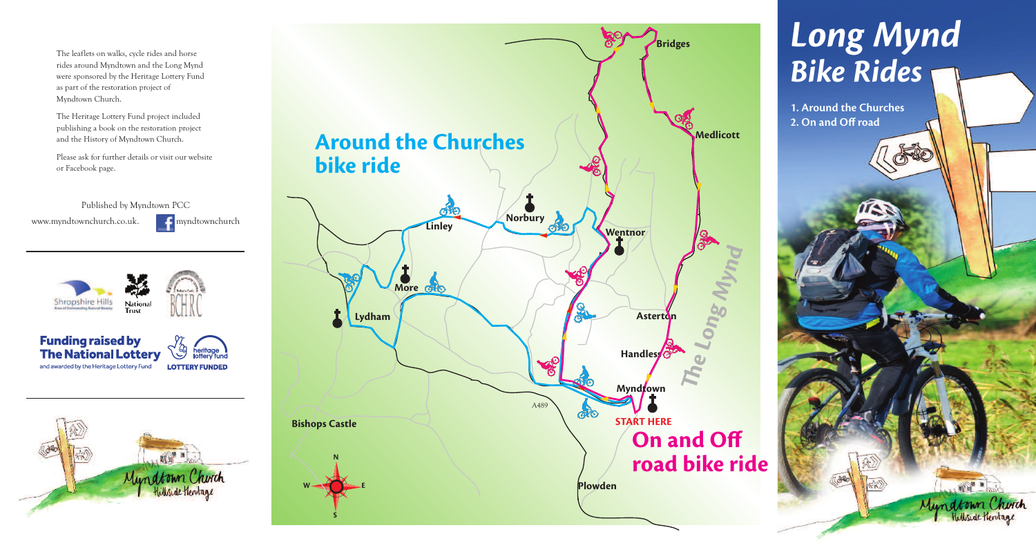The leaflets on walks, cycle rides and horse rides around Myndtown and the Long Mynd were sponsored by the Heritage Lottery Fund as part of the restoration project of Myndtown Church.

The Heritage Lottery Fund project included publishing a book on the restoration project and the History of Myndtown Church.

Please ask for further details or visit our website or Facebook page.

Published by Myndtown PCC

www.myndtownchurch.co.uk. myndtownchurch

Shropshire Hills · National Trust · BCHRC

**Funding raised by The National Lottery** and awarded by the Heritage Lottery Fund

heritage lottery fund · LOTTERY FUNDED

Myndtown Church
Hillside Heritage

## Around the Churches bike ride

Bridges · Medlicott · Linley · Norbury · Wentnor · More · Lydham · Asterton · Handless · Myndtown · The Long Mynd · A489 · Bishops Castle · Plowden

**START HERE**

## On and Off road bike ride

N · S · E · W

# *Long Mynd Bike Rides*

**1. Around the Churches**
**2. On and Off road**

Myndtown Church
Hillside Heritage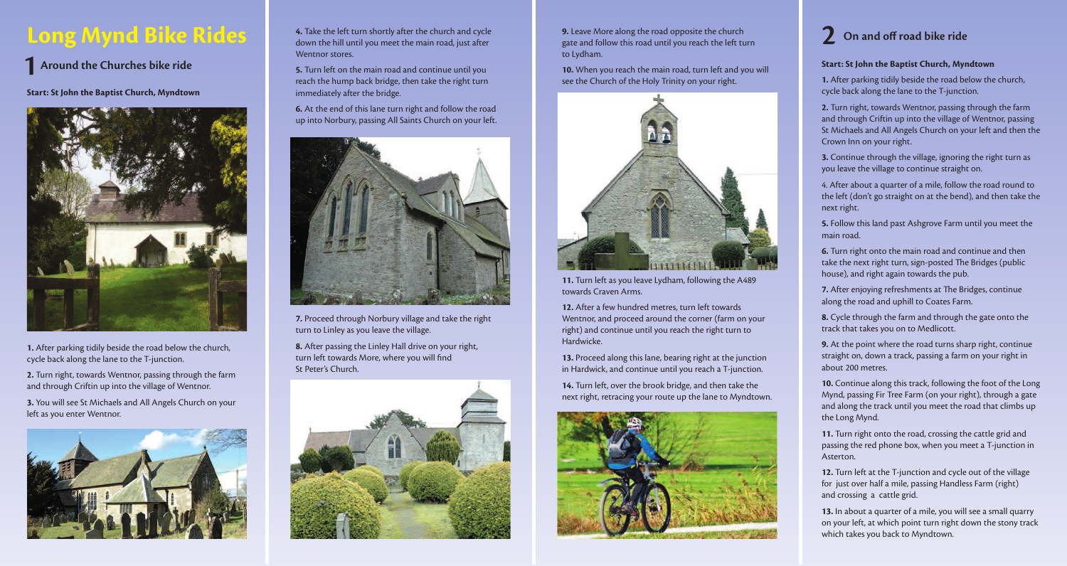# Long Mynd Bike Rides

## 1 Around the Churches bike ride

**Start: St John the Baptist Church, Myndtown**

**1.** After parking tidily beside the road below the church, cycle back along the lane to the T-junction.

**2.** Turn right, towards Wentnor, passing through the farm and through Criftin up into the village of Wentnor.

**3.** You will see St Michaels and All Angels Church on your left as you enter Wentnor.

**4.** Take the left turn shortly after the church and cycle down the hill until you meet the main road, just after Wentnor stores.

**5.** Turn left on the main road and continue until you reach the hump back bridge, then take the right turn immediately after the bridge.

**6.** At the end of this lane turn right and follow the road up into Norbury, passing All Saints Church on your left.

**7.** Proceed through Norbury village and take the right turn to Linley as you leave the village.

**8.** After passing the Linley Hall drive on your right, turn left towards More, where you will find St Peter's Church.

**9.** Leave More along the road opposite the church gate and follow this road until you reach the left turn to Lydham.

**10.** When you reach the main road, turn left and you will see the Church of the Holy Trinity on your right.

**11.** Turn left as you leave Lydham, following the A489 towards Craven Arms.

**12.** After a few hundred metres, turn left towards Wentnor, and proceed around the corner (farm on your right) and continue until you reach the right turn to Hardwicke.

**13.** Proceed along this lane, bearing right at the junction in Hardwick, and continue until you reach a T-junction.

**14.** Turn left, over the brook bridge, and then take the next right, retracing your route up the lane to Myndtown.

## 2 On and off road bike ride

**Start: St John the Baptist Church, Myndtown**

**1.** After parking tidily beside the road below the church, cycle back along the lane to the T-junction.

**2.** Turn right, towards Wentnor, passing through the farm and through Criftin up into the village of Wentnor, passing St Michaels and All Angels Church on your left and then the Crown Inn on your right.

**3.** Continue through the village, ignoring the right turn as you leave the village to continue straight on.

4. After about a quarter of a mile, follow the road round to the left (don't go straight on at the bend), and then take the next right.

**5.** Follow this land past Ashgrove Farm until you meet the main road.

**6.** Turn right onto the main road and continue and then take the next right turn, sign-posted The Bridges (public house), and right again towards the pub.

**7.** After enjoying refreshments at The Bridges, continue along the road and uphill to Coates Farm.

**8.** Cycle through the farm and through the gate onto the track that takes you on to Medlicott.

**9.** At the point where the road turns sharp right, continue straight on, down a track, passing a farm on your right in about 200 metres.

**10.** Continue along this track, following the foot of the Long Mynd, passing Fir Tree Farm (on your right), through a gate and along the track until you meet the road that climbs up the Long Mynd.

**11.** Turn right onto the road, crossing the cattle grid and passing the red phone box, when you meet a T-junction in Asterton.

**12.** Turn left at the T-junction and cycle out of the village for just over half a mile, passing Handless Farm (right) and crossing a cattle grid.

**13.** In about a quarter of a mile, you will see a small quarry on your left, at which point turn right down the stony track which takes you back to Myndtown.